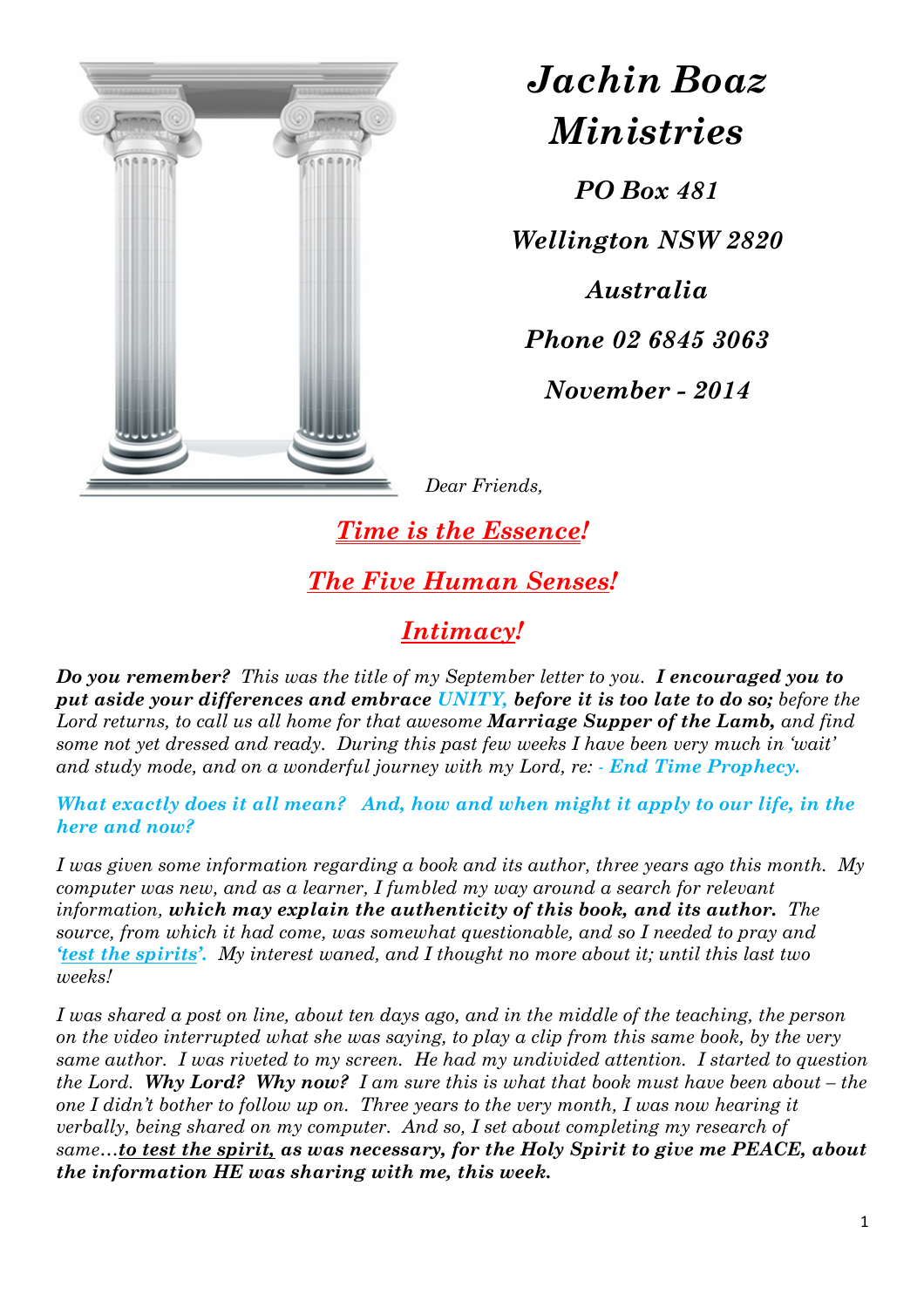# *Jachin Boaz Ministries*

***PO Box 481***

***Wellington NSW 2820***

***Australia***

***Phone 02 6845 3063***

***November - 2014***

*Dear Friends,*

## ***Time is the Essence!***

## ***The Five Human Senses!***

## ***Intimacy!***

***Do you remember?*** *This was the title of my September letter to you.* ***I encouraged you to put aside your differences and embrace UNITY, before it is too late to do so;*** *before the Lord returns, to call us all home for that awesome* ***Marriage Supper of the Lamb,*** *and find some not yet dressed and ready. During this past few weeks I have been very much in 'wait' and study mode, and on a wonderful journey with my Lord, re: -* ***End Time Prophecy.***

***What exactly does it all mean? And, how and when might it apply to our life, in the here and now?***

*I was given some information regarding a book and its author, three years ago this month. My computer was new, and as a learner, I fumbled my way around a search for relevant information,* ***which may explain the authenticity of this book, and its author.*** *The source, from which it had come, was somewhat questionable, and so I needed to pray and* ***'test the spirits'.*** *My interest waned, and I thought no more about it; until this last two weeks!*

*I was shared a post on line, about ten days ago, and in the middle of the teaching, the person on the video interrupted what she was saying, to play a clip from this same book, by the very same author. I was riveted to my screen. He had my undivided attention. I started to question the Lord.* ***Why Lord? Why now?*** *I am sure this is what that book must have been about – the one I didn't bother to follow up on. Three years to the very month, I was now hearing it verbally, being shared on my computer. And so, I set about completing my research of same…****to test the spirit, as was necessary, for the Holy Spirit to give me PEACE, about the information HE was sharing with me, this week.***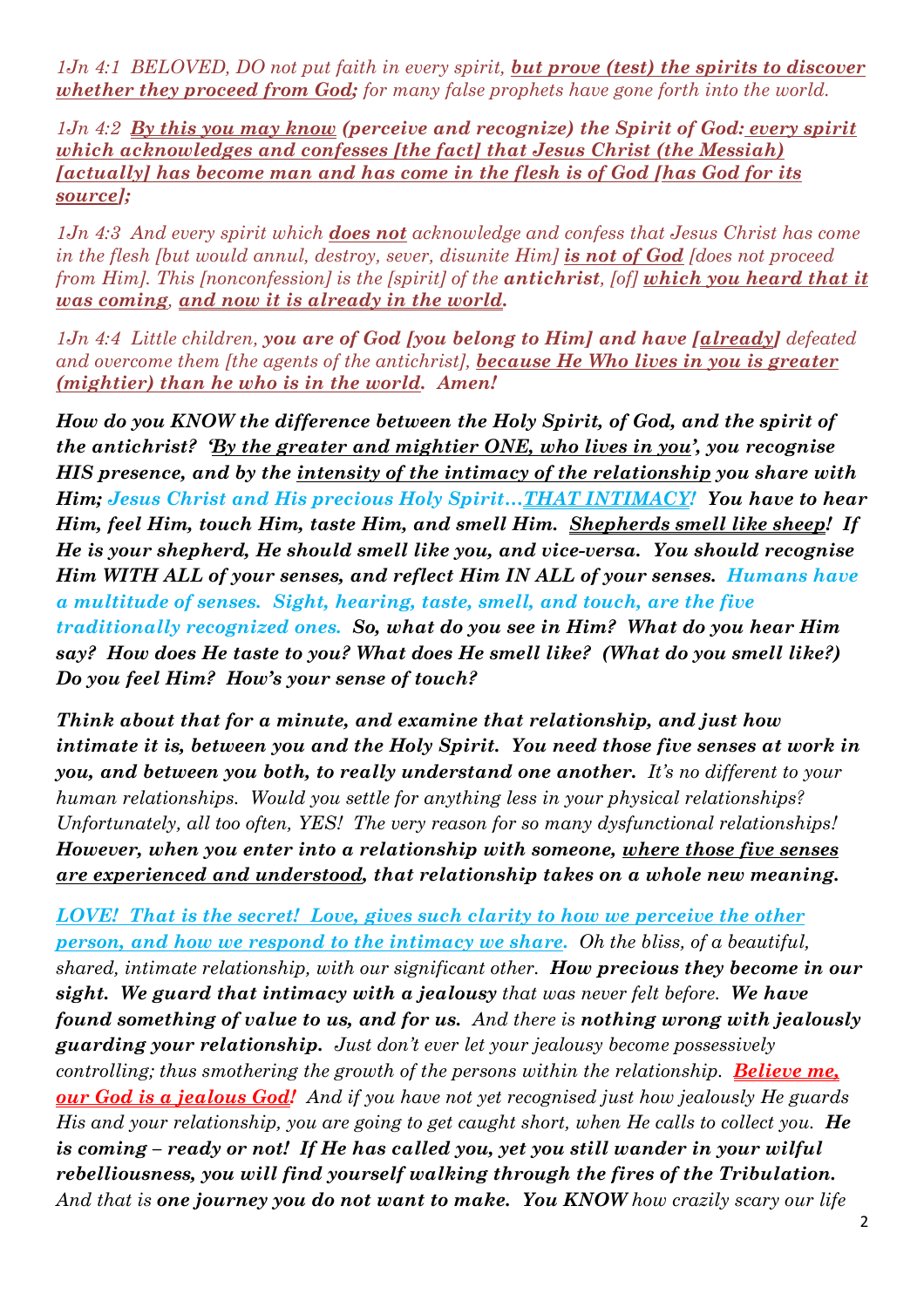*1Jn 4:1 BELOVED, DO not put faith in every spirit, **but prove (test) the spirits to discover whether they proceed from God;** for many false prophets have gone forth into the world.*

*1Jn 4:2 **By this you may know** (perceive and recognize) the Spirit of God: every spirit which acknowledges and confesses [the fact] that Jesus Christ (the Messiah) [actually] has become man and has come in the flesh is of God [has God for its source];*

*1Jn 4:3 And every spirit which **does not** acknowledge and confess that Jesus Christ has come in the flesh [but would annul, destroy, sever, disunite Him] **is not of God** [does not proceed from Him]. This [nonconfession] is the [spirit] of the **antichrist**, [of] **which you heard that it was coming**, **and now it is already in the world.***

*1Jn 4:4 Little children, **you are of God [you belong to Him] and have [already]** defeated and overcome them [the agents of the antichrist], **because He Who lives in you is greater (mightier) than he who is in the world. Amen!***

***How do you KNOW the difference between the Holy Spirit, of God, and the spirit of the antichrist? 'By the greater and mightier ONE, who lives in you', you recognise HIS presence, and by the intensity of the intimacy of the relationship you share with Him; Jesus Christ and His precious Holy Spirit…THAT INTIMACY! You have to hear Him, feel Him, touch Him, taste Him, and smell Him. Shepherds smell like sheep! If He is your shepherd, He should smell like you, and vice-versa. You should recognise Him WITH ALL of your senses, and reflect Him IN ALL of your senses. Humans have a multitude of senses. Sight, hearing, taste, smell, and touch, are the five traditionally recognized ones. So, what do you see in Him? What do you hear Him say? How does He taste to you? What does He smell like? (What do you smell like?) Do you feel Him? How's your sense of touch?***

***Think about that for a minute, and examine that relationship, and just how intimate it is, between you and the Holy Spirit. You need those five senses at work in you, and between you both, to really understand one another.** It's no different to your human relationships. Would you settle for anything less in your physical relationships? Unfortunately, all too often, YES! The very reason for so many dysfunctional relationships! **However, when you enter into a relationship with someone, where those five senses are experienced and understood, that relationship takes on a whole new meaning.***

***LOVE! That is the secret! Love, gives such clarity to how we perceive the other person, and how we respond to the intimacy we share.** Oh the bliss, of a beautiful, shared, intimate relationship, with our significant other. **How precious they become in our sight. We guard that intimacy with a jealousy** that was never felt before. **We have found something of value to us, and for us.** And there is **nothing wrong with jealously guarding your relationship.** Just don't ever let your jealousy become possessively controlling; thus smothering the growth of the persons within the relationship. **Believe me, our God is a jealous God!** And if you have not yet recognised just how jealously He guards His and your relationship, you are going to get caught short, when He calls to collect you. **He is coming – ready or not! If He has called you, yet you still wander in your wilful rebelliousness, you will find yourself walking through the fires of the Tribulation.** And that is **one journey you do not want to make. You KNOW** how crazily scary our life*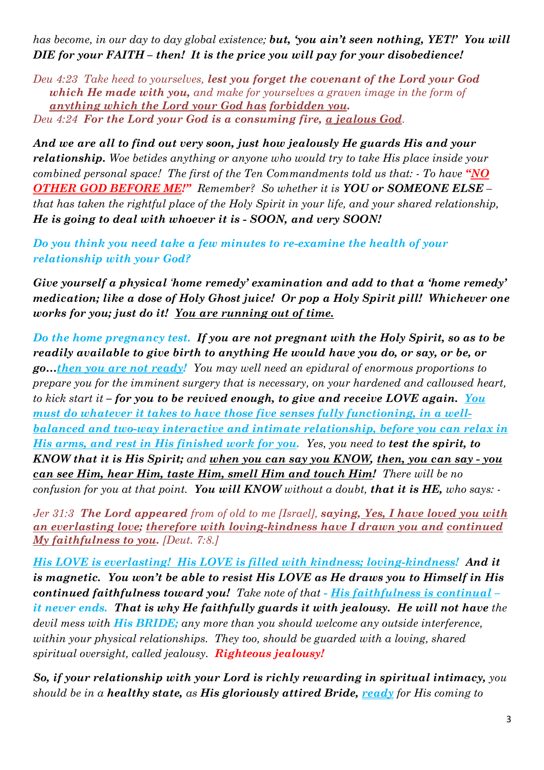*has become, in our day to day global existence;* ***but, 'you ain't seen nothing, YET!' You will DIE for your FAITH – then! It is the price you will pay for your disobedience!***

*Deu 4:23 Take heed to yourselves,* ***lest you forget the covenant of the Lord your God which He made with you,*** *and make for yourselves a graven image in the form of* ***anything which the Lord your God has forbidden you.***
*Deu 4:24* ***For the Lord your God is a consuming fire, a jealous God.***

***And we are all to find out very soon, just how jealously He guards His and your relationship.*** *Woe betides anything or anyone who would try to take His place inside your combined personal space! The first of the Ten Commandments told us that: - To have* ***"NO OTHER GOD BEFORE ME!"*** *Remember? So whether it is* ***YOU or SOMEONE ELSE*** *– that has taken the rightful place of the Holy Spirit in your life, and your shared relationship,* ***He is going to deal with whoever it is - SOON, and very SOON!***

***Do you think you need take a few minutes to re-examine the health of your relationship with your God?***

***Give yourself a physical 'home remedy' examination and add to that a 'home remedy' medication; like a dose of Holy Ghost juice! Or pop a Holy Spirit pill! Whichever one works for you; just do it! You are running out of time.***

***Do the home pregnancy test. If you are not pregnant with the Holy Spirit, so as to be readily available to give birth to anything He would have you do, or say, or be, or go…then you are not ready!*** *You may well need an epidural of enormous proportions to prepare you for the imminent surgery that is necessary, on your hardened and calloused heart, to kick start it –* ***for you to be revived enough, to give and receive LOVE again. You must do whatever it takes to have those five senses fully functioning, in a well-balanced and two-way interactive and intimate relationship, before you can relax in His arms, and rest in His finished work for you.*** *Yes, you need to* ***test the spirit, to KNOW that it is His Spirit;*** *and* ***when you can say you KNOW, then, you can say - you can see Him, hear Him, taste Him, smell Him and touch Him!*** *There will be no confusion for you at that point.* ***You will KNOW*** *without a doubt,* ***that it is HE,*** *who says: -*

*Jer 31:3* ***The Lord appeared*** *from of old to me [Israel],* ***saying, Yes, I have loved you with an everlasting love; therefore with loving-kindness have I drawn you and continued My faithfulness to you.*** *[Deut. 7:8.]*

***His LOVE is everlasting! His LOVE is filled with kindness; loving-kindness! And it is magnetic. You won't be able to resist His LOVE as He draws you to Himself in His continued faithfulness toward you!*** *Take note of that -* ***His faithfulness is continual – it never ends. That is why He faithfully guards it with jealousy. He will not have*** *the devil mess with* ***His BRIDE;*** *any more than you should welcome any outside interference, within your physical relationships. They too, should be guarded with a loving, shared spiritual oversight, called jealousy.* ***Righteous jealousy!***

***So, if your relationship with your Lord is richly rewarding in spiritual intimacy,*** *you should be in a* ***healthy state,*** *as* ***His gloriously attired Bride, ready*** *for His coming to*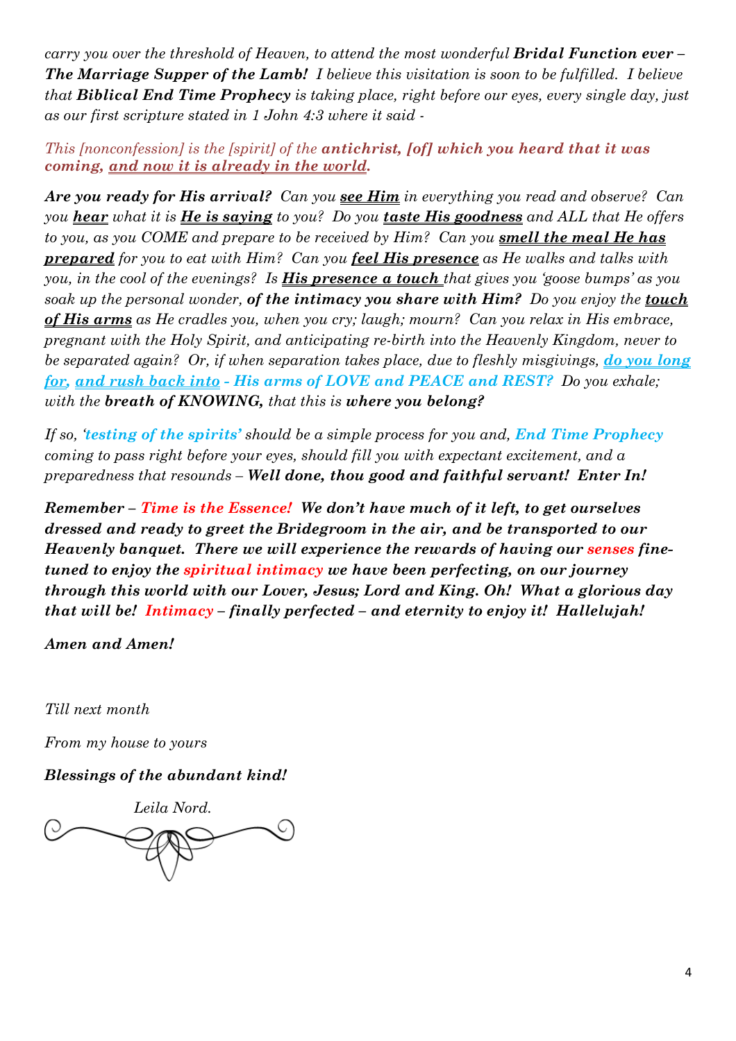*carry you over the threshold of Heaven, to attend the most wonderful **Bridal Function ever – The Marriage Supper of the Lamb!** I believe this visitation is soon to be fulfilled. I believe that **Biblical End Time Prophecy** is taking place, right before our eyes, every single day, just as our first scripture stated in 1 John 4:3 where it said -*

*This [nonconfession] is the [spirit] of the **antichrist, [of] which you heard that it was coming, <u>and now it is already in the world</u>.***

***Are you ready for His arrival?** Can you **<u>see Him</u>** in everything you read and observe? Can you **<u>hear</u>** what it is **<u>He is saying</u>** to you? Do you **<u>taste His goodness</u>** and ALL that He offers to you, as you COME and prepare to be received by Him? Can you **<u>smell the meal He has prepared</u>** for you to eat with Him? Can you **<u>feel His presence</u>** as He walks and talks with you, in the cool of the evenings? Is **<u>His presence a touch</u>** that gives you 'goose bumps' as you soak up the personal wonder, **of the intimacy you share with Him?** Do you enjoy the **<u>touch of His arms</u>** as He cradles you, when you cry; laugh; mourn? Can you relax in His embrace, pregnant with the Holy Spirit, and anticipating re-birth into the Heavenly Kingdom, never to be separated again? Or, if when separation takes place, due to fleshly misgivings, **<u>do you long for</u>, <u>and rush back into</u> - His arms of LOVE and PEACE and REST?** Do you exhale; with the **breath of KNOWING,** that this is **where you belong?***

*If so, '**testing of the spirits'** should be a simple process for you and, **End Time Prophecy** coming to pass right before your eyes, should fill you with expectant excitement, and a preparedness that resounds – **Well done, thou good and faithful servant! Enter In!***

***Remember – Time is the Essence! We don't have much of it left, to get ourselves dressed and ready to greet the Bridegroom in the air, and be transported to our Heavenly banquet. There we will experience the rewards of having our senses fine-tuned to enjoy the spiritual intimacy we have been perfecting, on our journey through this world with our Lover, Jesus; Lord and King. Oh! What a glorious day that will be! Intimacy – finally perfected – and eternity to enjoy it! Hallelujah!***

***Amen and Amen!***

*Till next month*

*From my house to yours*

***Blessings of the abundant kind!***

*Leila Nord.*